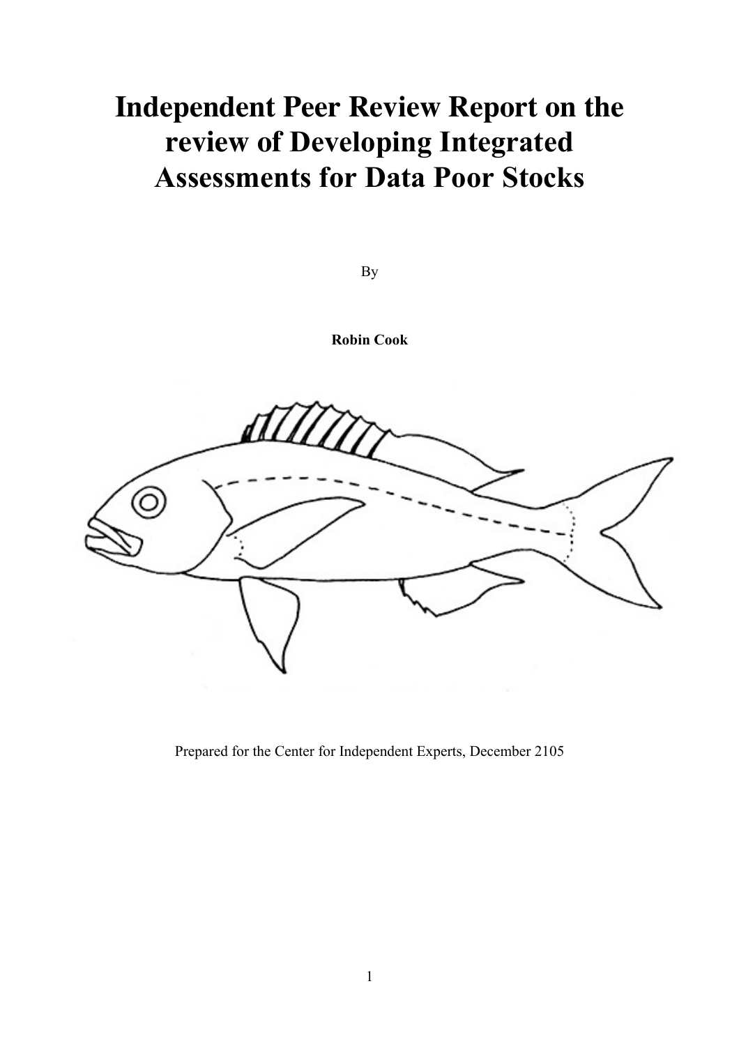# Independent Peer Review Report on the review of Developing Integrated Assessments for Data Poor Stocks

By

**Robin Cook**

Prepared for the Center for Independent Experts, December 2105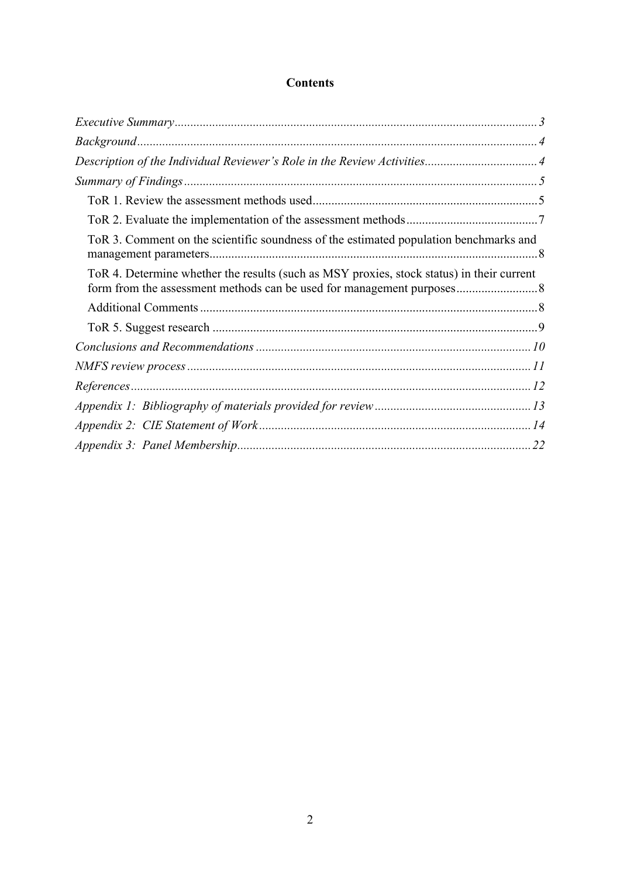# Contents

*Executive Summary* ... *3*

*Background* ... *4*

*Description of the Individual Reviewer's Role in the Review Activities* ... *4*

*Summary of Findings* ... *5*

- ToR 1. Review the assessment methods used ... 5
- ToR 2. Evaluate the implementation of the assessment methods ... 7
- ToR 3. Comment on the scientific soundness of the estimated population benchmarks and management parameters ... 8
- ToR 4. Determine whether the results (such as MSY proxies, stock status) in their current form from the assessment methods can be used for management purposes ... 8
- Additional Comments ... 8
- ToR 5. Suggest research ... 9

*Conclusions and Recommendations* ... *10*

*NMFS review process* ... *11*

*References* ... *12*

*Appendix 1: Bibliography of materials provided for review* ... *13*

*Appendix 2: CIE Statement of Work* ... *14*

*Appendix 3: Panel Membership* ... *22*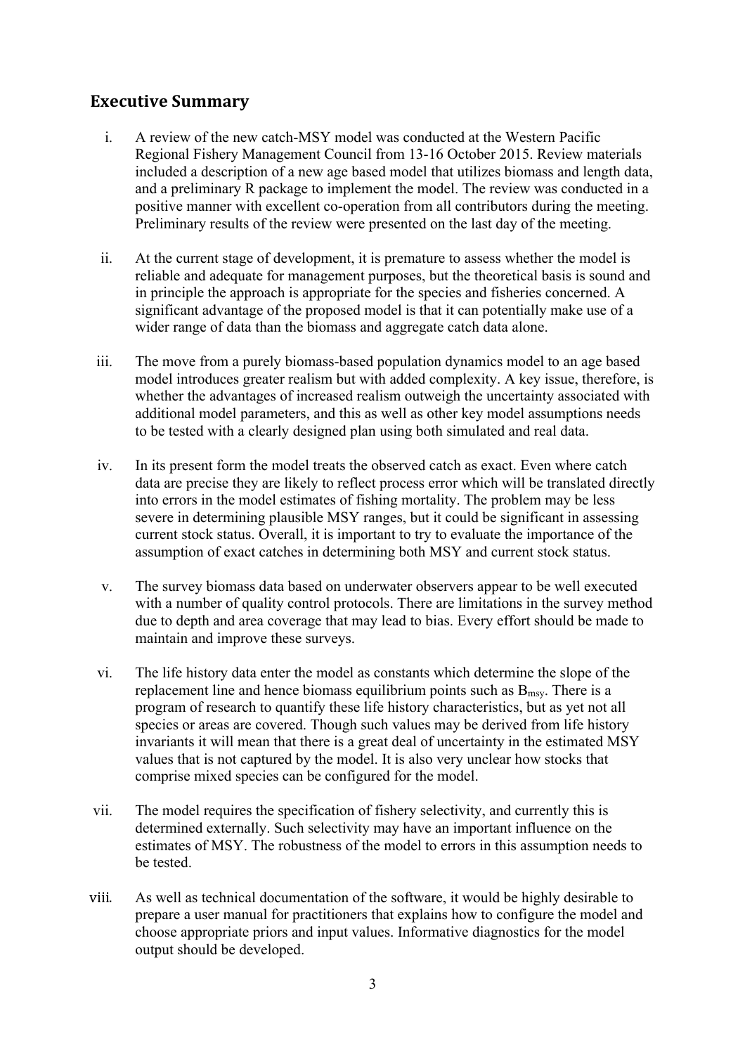## Executive Summary

i. A review of the new catch-MSY model was conducted at the Western Pacific Regional Fishery Management Council from 13-16 October 2015. Review materials included a description of a new age based model that utilizes biomass and length data, and a preliminary R package to implement the model. The review was conducted in a positive manner with excellent co-operation from all contributors during the meeting. Preliminary results of the review were presented on the last day of the meeting.

ii. At the current stage of development, it is premature to assess whether the model is reliable and adequate for management purposes, but the theoretical basis is sound and in principle the approach is appropriate for the species and fisheries concerned. A significant advantage of the proposed model is that it can potentially make use of a wider range of data than the biomass and aggregate catch data alone.

iii. The move from a purely biomass-based population dynamics model to an age based model introduces greater realism but with added complexity. A key issue, therefore, is whether the advantages of increased realism outweigh the uncertainty associated with additional model parameters, and this as well as other key model assumptions needs to be tested with a clearly designed plan using both simulated and real data.

iv. In its present form the model treats the observed catch as exact. Even where catch data are precise they are likely to reflect process error which will be translated directly into errors in the model estimates of fishing mortality. The problem may be less severe in determining plausible MSY ranges, but it could be significant in assessing current stock status. Overall, it is important to try to evaluate the importance of the assumption of exact catches in determining both MSY and current stock status.

v. The survey biomass data based on underwater observers appear to be well executed with a number of quality control protocols. There are limitations in the survey method due to depth and area coverage that may lead to bias. Every effort should be made to maintain and improve these surveys.

vi. The life history data enter the model as constants which determine the slope of the replacement line and hence biomass equilibrium points such as $B_{msy}$. There is a program of research to quantify these life history characteristics, but as yet not all species or areas are covered. Though such values may be derived from life history invariants it will mean that there is a great deal of uncertainty in the estimated MSY values that is not captured by the model. It is also very unclear how stocks that comprise mixed species can be configured for the model.

vii. The model requires the specification of fishery selectivity, and currently this is determined externally. Such selectivity may have an important influence on the estimates of MSY. The robustness of the model to errors in this assumption needs to be tested.

viii. As well as technical documentation of the software, it would be highly desirable to prepare a user manual for practitioners that explains how to configure the model and choose appropriate priors and input values. Informative diagnostics for the model output should be developed.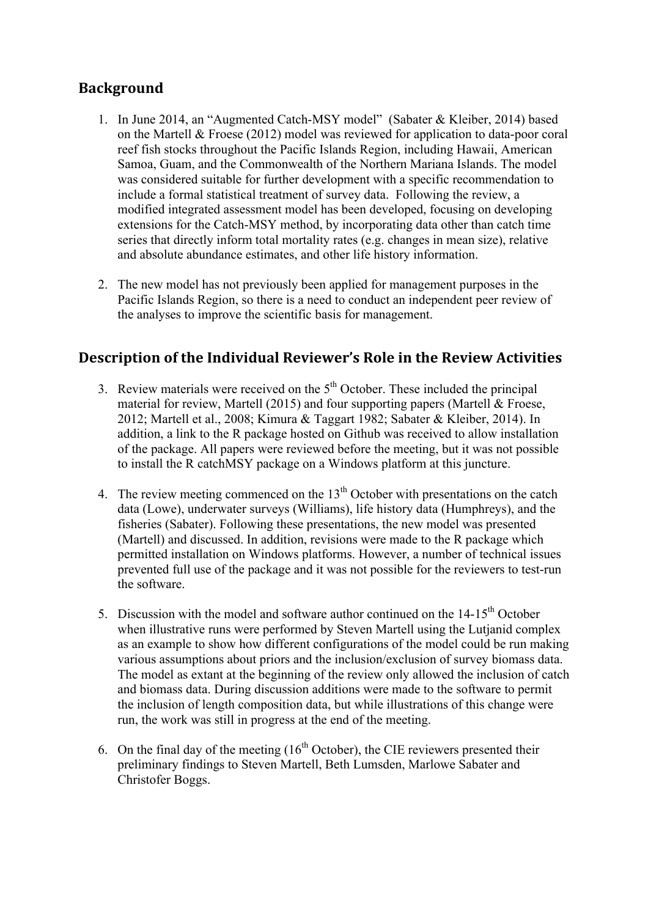## Background

1. In June 2014, an "Augmented Catch-MSY model" (Sabater & Kleiber, 2014) based on the Martell & Froese (2012) model was reviewed for application to data-poor coral reef fish stocks throughout the Pacific Islands Region, including Hawaii, American Samoa, Guam, and the Commonwealth of the Northern Mariana Islands. The model was considered suitable for further development with a specific recommendation to include a formal statistical treatment of survey data. Following the review, a modified integrated assessment model has been developed, focusing on developing extensions for the Catch-MSY method, by incorporating data other than catch time series that directly inform total mortality rates (e.g. changes in mean size), relative and absolute abundance estimates, and other life history information.

2. The new model has not previously been applied for management purposes in the Pacific Islands Region, so there is a need to conduct an independent peer review of the analyses to improve the scientific basis for management.

## Description of the Individual Reviewer's Role in the Review Activities

3. Review materials were received on the 5th October. These included the principal material for review, Martell (2015) and four supporting papers (Martell & Froese, 2012; Martell et al., 2008; Kimura & Taggart 1982; Sabater & Kleiber, 2014). In addition, a link to the R package hosted on Github was received to allow installation of the package. All papers were reviewed before the meeting, but it was not possible to install the R catchMSY package on a Windows platform at this juncture.

4. The review meeting commenced on the 13th October with presentations on the catch data (Lowe), underwater surveys (Williams), life history data (Humphreys), and the fisheries (Sabater). Following these presentations, the new model was presented (Martell) and discussed. In addition, revisions were made to the R package which permitted installation on Windows platforms. However, a number of technical issues prevented full use of the package and it was not possible for the reviewers to test-run the software.

5. Discussion with the model and software author continued on the 14-15th October when illustrative runs were performed by Steven Martell using the Lutjanid complex as an example to show how different configurations of the model could be run making various assumptions about priors and the inclusion/exclusion of survey biomass data. The model as extant at the beginning of the review only allowed the inclusion of catch and biomass data. During discussion additions were made to the software to permit the inclusion of length composition data, but while illustrations of this change were run, the work was still in progress at the end of the meeting.

6. On the final day of the meeting (16th October), the CIE reviewers presented their preliminary findings to Steven Martell, Beth Lumsden, Marlowe Sabater and Christofer Boggs.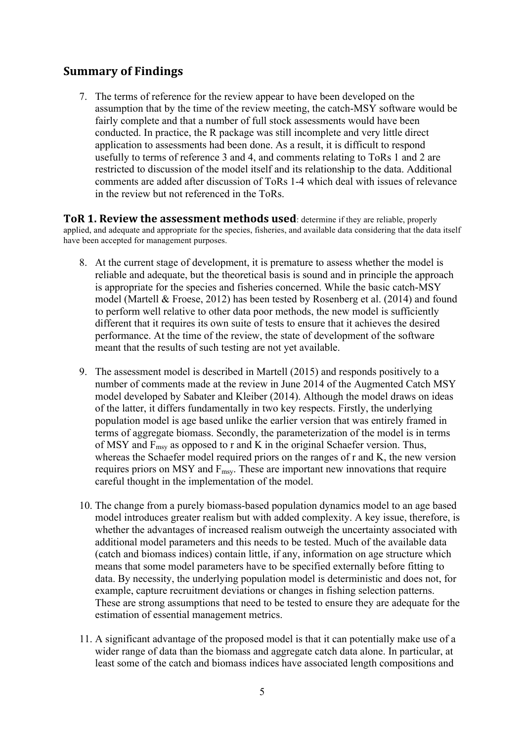## Summary of Findings

7. The terms of reference for the review appear to have been developed on the assumption that by the time of the review meeting, the catch-MSY software would be fairly complete and that a number of full stock assessments would have been conducted. In practice, the R package was still incomplete and very little direct application to assessments had been done. As a result, it is difficult to respond usefully to terms of reference 3 and 4, and comments relating to ToRs 1 and 2 are restricted to discussion of the model itself and its relationship to the data. Additional comments are added after discussion of ToRs 1-4 which deal with issues of relevance in the review but not referenced in the ToRs.

**ToR 1. Review the assessment methods used**: determine if they are reliable, properly applied, and adequate and appropriate for the species, fisheries, and available data considering that the data itself have been accepted for management purposes.

8. At the current stage of development, it is premature to assess whether the model is reliable and adequate, but the theoretical basis is sound and in principle the approach is appropriate for the species and fisheries concerned. While the basic catch-MSY model (Martell & Froese, 2012) has been tested by Rosenberg et al. (2014) and found to perform well relative to other data poor methods, the new model is sufficiently different that it requires its own suite of tests to ensure that it achieves the desired performance. At the time of the review, the state of development of the software meant that the results of such testing are not yet available.

9. The assessment model is described in Martell (2015) and responds positively to a number of comments made at the review in June 2014 of the Augmented Catch MSY model developed by Sabater and Kleiber (2014). Although the model draws on ideas of the latter, it differs fundamentally in two key respects. Firstly, the underlying population model is age based unlike the earlier version that was entirely framed in terms of aggregate biomass. Secondly, the parameterization of the model is in terms of MSY and $F_{msy}$ as opposed to r and K in the original Schaefer version. Thus, whereas the Schaefer model required priors on the ranges of r and K, the new version requires priors on MSY and $F_{msy}$. These are important new innovations that require careful thought in the implementation of the model.

10. The change from a purely biomass-based population dynamics model to an age based model introduces greater realism but with added complexity. A key issue, therefore, is whether the advantages of increased realism outweigh the uncertainty associated with additional model parameters and this needs to be tested. Much of the available data (catch and biomass indices) contain little, if any, information on age structure which means that some model parameters have to be specified externally before fitting to data. By necessity, the underlying population model is deterministic and does not, for example, capture recruitment deviations or changes in fishing selection patterns. These are strong assumptions that need to be tested to ensure they are adequate for the estimation of essential management metrics.

11. A significant advantage of the proposed model is that it can potentially make use of a wider range of data than the biomass and aggregate catch data alone. In particular, at least some of the catch and biomass indices have associated length compositions and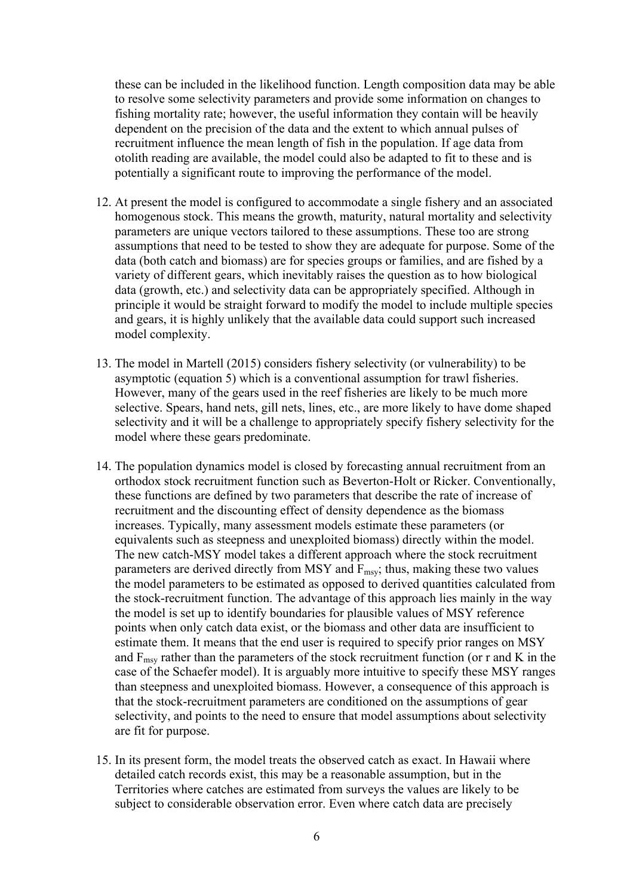these can be included in the likelihood function. Length composition data may be able to resolve some selectivity parameters and provide some information on changes to fishing mortality rate; however, the useful information they contain will be heavily dependent on the precision of the data and the extent to which annual pulses of recruitment influence the mean length of fish in the population. If age data from otolith reading are available, the model could also be adapted to fit to these and is potentially a significant route to improving the performance of the model.

12. At present the model is configured to accommodate a single fishery and an associated homogenous stock. This means the growth, maturity, natural mortality and selectivity parameters are unique vectors tailored to these assumptions. These too are strong assumptions that need to be tested to show they are adequate for purpose. Some of the data (both catch and biomass) are for species groups or families, and are fished by a variety of different gears, which inevitably raises the question as to how biological data (growth, etc.) and selectivity data can be appropriately specified. Although in principle it would be straight forward to modify the model to include multiple species and gears, it is highly unlikely that the available data could support such increased model complexity.

13. The model in Martell (2015) considers fishery selectivity (or vulnerability) to be asymptotic (equation 5) which is a conventional assumption for trawl fisheries. However, many of the gears used in the reef fisheries are likely to be much more selective. Spears, hand nets, gill nets, lines, etc., are more likely to have dome shaped selectivity and it will be a challenge to appropriately specify fishery selectivity for the model where these gears predominate.

14. The population dynamics model is closed by forecasting annual recruitment from an orthodox stock recruitment function such as Beverton-Holt or Ricker. Conventionally, these functions are defined by two parameters that describe the rate of increase of recruitment and the discounting effect of density dependence as the biomass increases. Typically, many assessment models estimate these parameters (or equivalents such as steepness and unexploited biomass) directly within the model. The new catch-MSY model takes a different approach where the stock recruitment parameters are derived directly from MSY and $F_{msy}$; thus, making these two values the model parameters to be estimated as opposed to derived quantities calculated from the stock-recruitment function. The advantage of this approach lies mainly in the way the model is set up to identify boundaries for plausible values of MSY reference points when only catch data exist, or the biomass and other data are insufficient to estimate them. It means that the end user is required to specify prior ranges on MSY and $F_{msy}$ rather than the parameters of the stock recruitment function (or r and K in the case of the Schaefer model). It is arguably more intuitive to specify these MSY ranges than steepness and unexploited biomass. However, a consequence of this approach is that the stock-recruitment parameters are conditioned on the assumptions of gear selectivity, and points to the need to ensure that model assumptions about selectivity are fit for purpose.

15. In its present form, the model treats the observed catch as exact. In Hawaii where detailed catch records exist, this may be a reasonable assumption, but in the Territories where catches are estimated from surveys the values are likely to be subject to considerable observation error. Even where catch data are precisely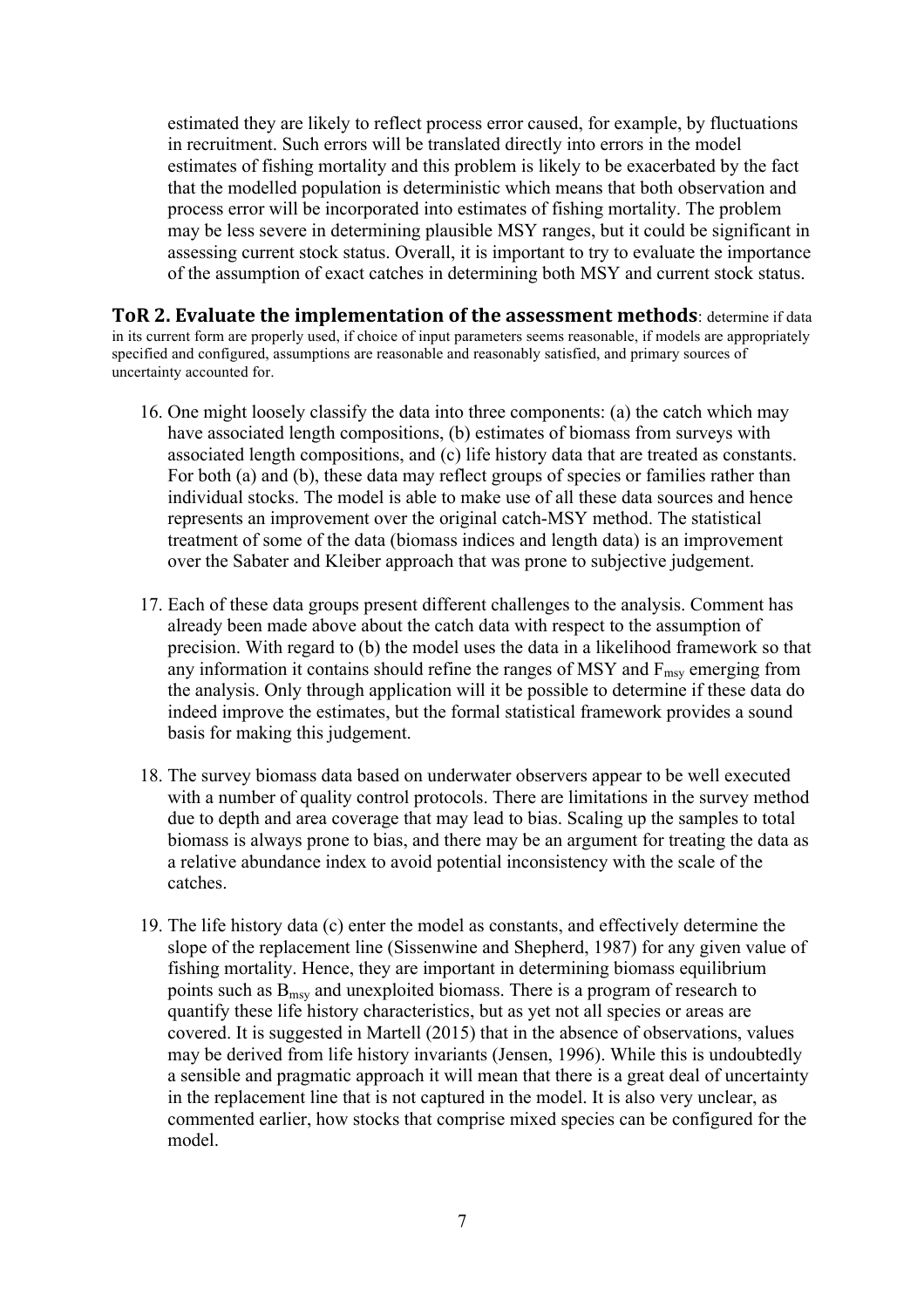estimated they are likely to reflect process error caused, for example, by fluctuations in recruitment. Such errors will be translated directly into errors in the model estimates of fishing mortality and this problem is likely to be exacerbated by the fact that the modelled population is deterministic which means that both observation and process error will be incorporated into estimates of fishing mortality. The problem may be less severe in determining plausible MSY ranges, but it could be significant in assessing current stock status. Overall, it is important to try to evaluate the importance of the assumption of exact catches in determining both MSY and current stock status.

**ToR 2. Evaluate the implementation of the assessment methods**: determine if data in its current form are properly used, if choice of input parameters seems reasonable, if models are appropriately specified and configured, assumptions are reasonable and reasonably satisfied, and primary sources of uncertainty accounted for.

16. One might loosely classify the data into three components: (a) the catch which may have associated length compositions, (b) estimates of biomass from surveys with associated length compositions, and (c) life history data that are treated as constants. For both (a) and (b), these data may reflect groups of species or families rather than individual stocks. The model is able to make use of all these data sources and hence represents an improvement over the original catch-MSY method. The statistical treatment of some of the data (biomass indices and length data) is an improvement over the Sabater and Kleiber approach that was prone to subjective judgement.

17. Each of these data groups present different challenges to the analysis. Comment has already been made above about the catch data with respect to the assumption of precision. With regard to (b) the model uses the data in a likelihood framework so that any information it contains should refine the ranges of MSY and $F_{msy}$ emerging from the analysis. Only through application will it be possible to determine if these data do indeed improve the estimates, but the formal statistical framework provides a sound basis for making this judgement.

18. The survey biomass data based on underwater observers appear to be well executed with a number of quality control protocols. There are limitations in the survey method due to depth and area coverage that may lead to bias. Scaling up the samples to total biomass is always prone to bias, and there may be an argument for treating the data as a relative abundance index to avoid potential inconsistency with the scale of the catches.

19. The life history data (c) enter the model as constants, and effectively determine the slope of the replacement line (Sissenwine and Shepherd, 1987) for any given value of fishing mortality. Hence, they are important in determining biomass equilibrium points such as $B_{msy}$ and unexploited biomass. There is a program of research to quantify these life history characteristics, but as yet not all species or areas are covered. It is suggested in Martell (2015) that in the absence of observations, values may be derived from life history invariants (Jensen, 1996). While this is undoubtedly a sensible and pragmatic approach it will mean that there is a great deal of uncertainty in the replacement line that is not captured in the model. It is also very unclear, as commented earlier, how stocks that comprise mixed species can be configured for the model.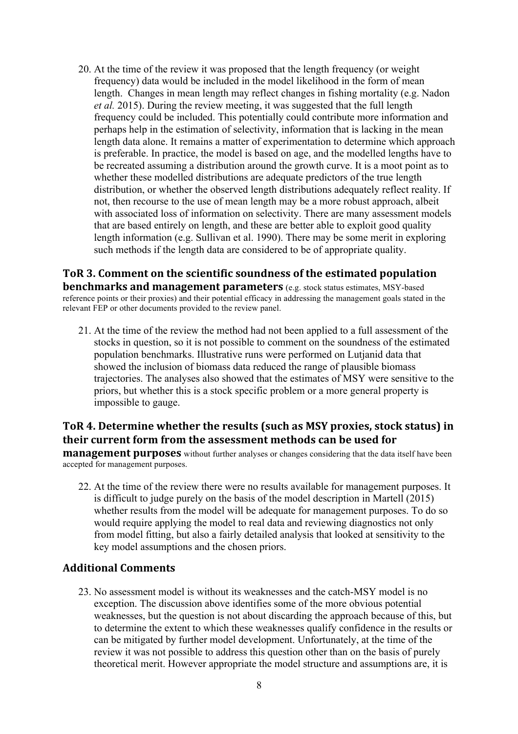20. At the time of the review it was proposed that the length frequency (or weight frequency) data would be included in the model likelihood in the form of mean length. Changes in mean length may reflect changes in fishing mortality (e.g. Nadon *et al.* 2015). During the review meeting, it was suggested that the full length frequency could be included. This potentially could contribute more information and perhaps help in the estimation of selectivity, information that is lacking in the mean length data alone. It remains a matter of experimentation to determine which approach is preferable. In practice, the model is based on age, and the modelled lengths have to be recreated assuming a distribution around the growth curve. It is a moot point as to whether these modelled distributions are adequate predictors of the true length distribution, or whether the observed length distributions adequately reflect reality. If not, then recourse to the use of mean length may be a more robust approach, albeit with associated loss of information on selectivity. There are many assessment models that are based entirely on length, and these are better able to exploit good quality length information (e.g. Sullivan et al. 1990). There may be some merit in exploring such methods if the length data are considered to be of appropriate quality.

## ToR 3. Comment on the scientific soundness of the estimated population benchmarks and management parameters (e.g. stock status estimates, MSY-based reference points or their proxies) and their potential efficacy in addressing the management goals stated in the relevant FEP or other documents provided to the review panel.

21. At the time of the review the method had not been applied to a full assessment of the stocks in question, so it is not possible to comment on the soundness of the estimated population benchmarks. Illustrative runs were performed on Lutjanid data that showed the inclusion of biomass data reduced the range of plausible biomass trajectories. The analyses also showed that the estimates of MSY were sensitive to the priors, but whether this is a stock specific problem or a more general property is impossible to gauge.

## ToR 4. Determine whether the results (such as MSY proxies, stock status) in their current form from the assessment methods can be used for management purposes without further analyses or changes considering that the data itself have been accepted for management purposes.

22. At the time of the review there were no results available for management purposes. It is difficult to judge purely on the basis of the model description in Martell (2015) whether results from the model will be adequate for management purposes. To do so would require applying the model to real data and reviewing diagnostics not only from model fitting, but also a fairly detailed analysis that looked at sensitivity to the key model assumptions and the chosen priors.

## Additional Comments

23. No assessment model is without its weaknesses and the catch-MSY model is no exception. The discussion above identifies some of the more obvious potential weaknesses, but the question is not about discarding the approach because of this, but to determine the extent to which these weaknesses qualify confidence in the results or can be mitigated by further model development. Unfortunately, at the time of the review it was not possible to address this question other than on the basis of purely theoretical merit. However appropriate the model structure and assumptions are, it is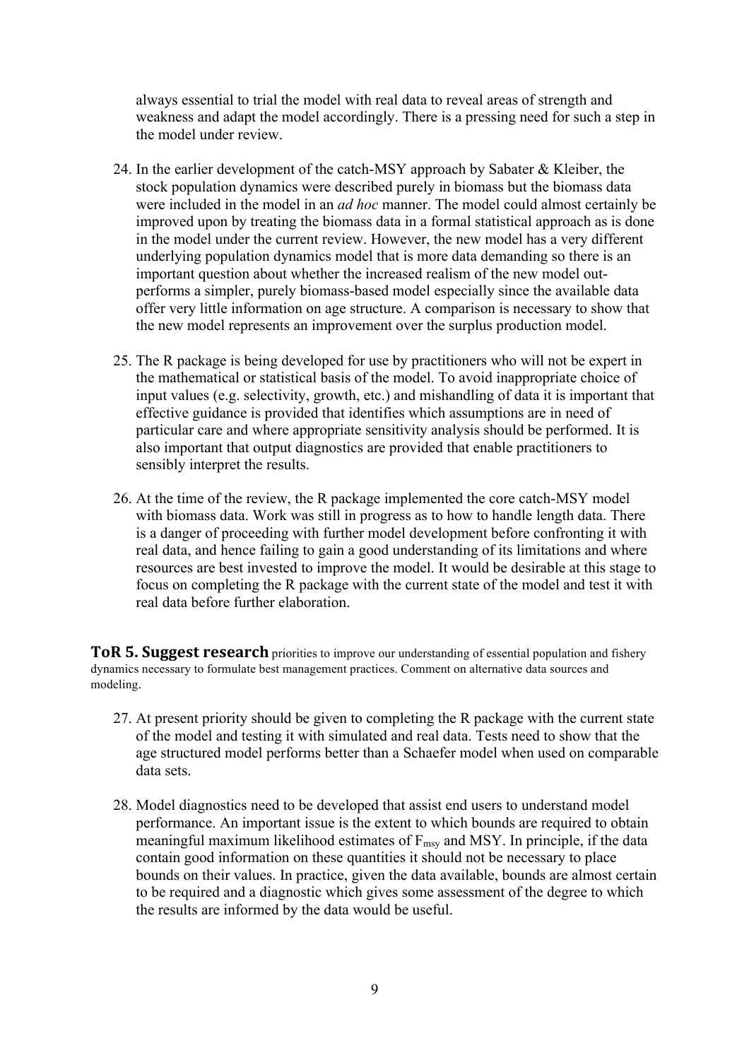always essential to trial the model with real data to reveal areas of strength and weakness and adapt the model accordingly. There is a pressing need for such a step in the model under review.

24. In the earlier development of the catch-MSY approach by Sabater & Kleiber, the stock population dynamics were described purely in biomass but the biomass data were included in the model in an *ad hoc* manner. The model could almost certainly be improved upon by treating the biomass data in a formal statistical approach as is done in the model under the current review. However, the new model has a very different underlying population dynamics model that is more data demanding so there is an important question about whether the increased realism of the new model out-performs a simpler, purely biomass-based model especially since the available data offer very little information on age structure. A comparison is necessary to show that the new model represents an improvement over the surplus production model.

25. The R package is being developed for use by practitioners who will not be expert in the mathematical or statistical basis of the model. To avoid inappropriate choice of input values (e.g. selectivity, growth, etc.) and mishandling of data it is important that effective guidance is provided that identifies which assumptions are in need of particular care and where appropriate sensitivity analysis should be performed. It is also important that output diagnostics are provided that enable practitioners to sensibly interpret the results.

26. At the time of the review, the R package implemented the core catch-MSY model with biomass data. Work was still in progress as to how to handle length data. There is a danger of proceeding with further model development before confronting it with real data, and hence failing to gain a good understanding of its limitations and where resources are best invested to improve the model. It would be desirable at this stage to focus on completing the R package with the current state of the model and test it with real data before further elaboration.

**ToR 5. Suggest research** priorities to improve our understanding of essential population and fishery dynamics necessary to formulate best management practices. Comment on alternative data sources and modeling.

27. At present priority should be given to completing the R package with the current state of the model and testing it with simulated and real data. Tests need to show that the age structured model performs better than a Schaefer model when used on comparable data sets.

28. Model diagnostics need to be developed that assist end users to understand model performance. An important issue is the extent to which bounds are required to obtain meaningful maximum likelihood estimates of $F_{msy}$ and MSY. In principle, if the data contain good information on these quantities it should not be necessary to place bounds on their values. In practice, given the data available, bounds are almost certain to be required and a diagnostic which gives some assessment of the degree to which the results are informed by the data would be useful.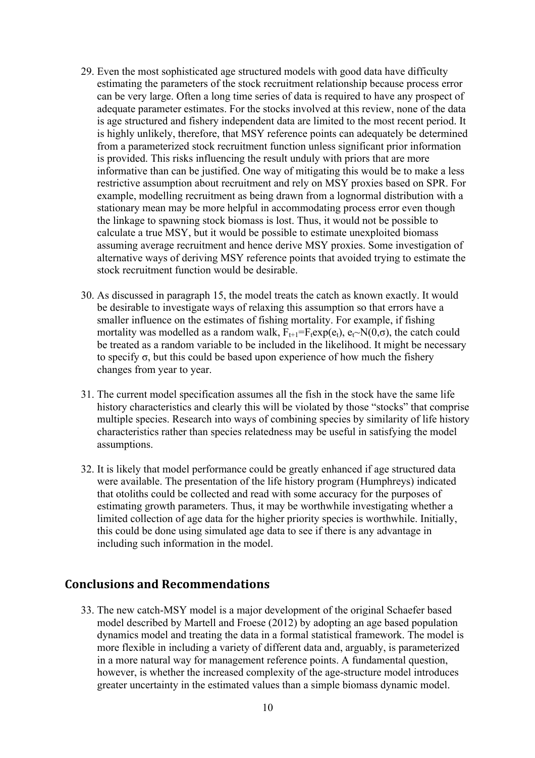29. Even the most sophisticated age structured models with good data have difficulty estimating the parameters of the stock recruitment relationship because process error can be very large. Often a long time series of data is required to have any prospect of adequate parameter estimates. For the stocks involved at this review, none of the data is age structured and fishery independent data are limited to the most recent period. It is highly unlikely, therefore, that MSY reference points can adequately be determined from a parameterized stock recruitment function unless significant prior information is provided. This risks influencing the result unduly with priors that are more informative than can be justified. One way of mitigating this would be to make a less restrictive assumption about recruitment and rely on MSY proxies based on SPR. For example, modelling recruitment as being drawn from a lognormal distribution with a stationary mean may be more helpful in accommodating process error even though the linkage to spawning stock biomass is lost. Thus, it would not be possible to calculate a true MSY, but it would be possible to estimate unexploited biomass assuming average recruitment and hence derive MSY proxies. Some investigation of alternative ways of deriving MSY reference points that avoided trying to estimate the stock recruitment function would be desirable.

30. As discussed in paragraph 15, the model treats the catch as known exactly. It would be desirable to investigate ways of relaxing this assumption so that errors have a smaller influence on the estimates of fishing mortality. For example, if fishing mortality was modelled as a random walk, $F_{t+1}=F_t\exp(e_t)$, $e_t \sim N(0,\sigma)$, the catch could be treated as a random variable to be included in the likelihood. It might be necessary to specify $\sigma$, but this could be based upon experience of how much the fishery changes from year to year.

31. The current model specification assumes all the fish in the stock have the same life history characteristics and clearly this will be violated by those "stocks" that comprise multiple species. Research into ways of combining species by similarity of life history characteristics rather than species relatedness may be useful in satisfying the model assumptions.

32. It is likely that model performance could be greatly enhanced if age structured data were available. The presentation of the life history program (Humphreys) indicated that otoliths could be collected and read with some accuracy for the purposes of estimating growth parameters. Thus, it may be worthwhile investigating whether a limited collection of age data for the higher priority species is worthwhile. Initially, this could be done using simulated age data to see if there is any advantage in including such information in the model.

## Conclusions and Recommendations

33. The new catch-MSY model is a major development of the original Schaefer based model described by Martell and Froese (2012) by adopting an age based population dynamics model and treating the data in a formal statistical framework. The model is more flexible in including a variety of different data and, arguably, is parameterized in a more natural way for management reference points. A fundamental question, however, is whether the increased complexity of the age-structure model introduces greater uncertainty in the estimated values than a simple biomass dynamic model.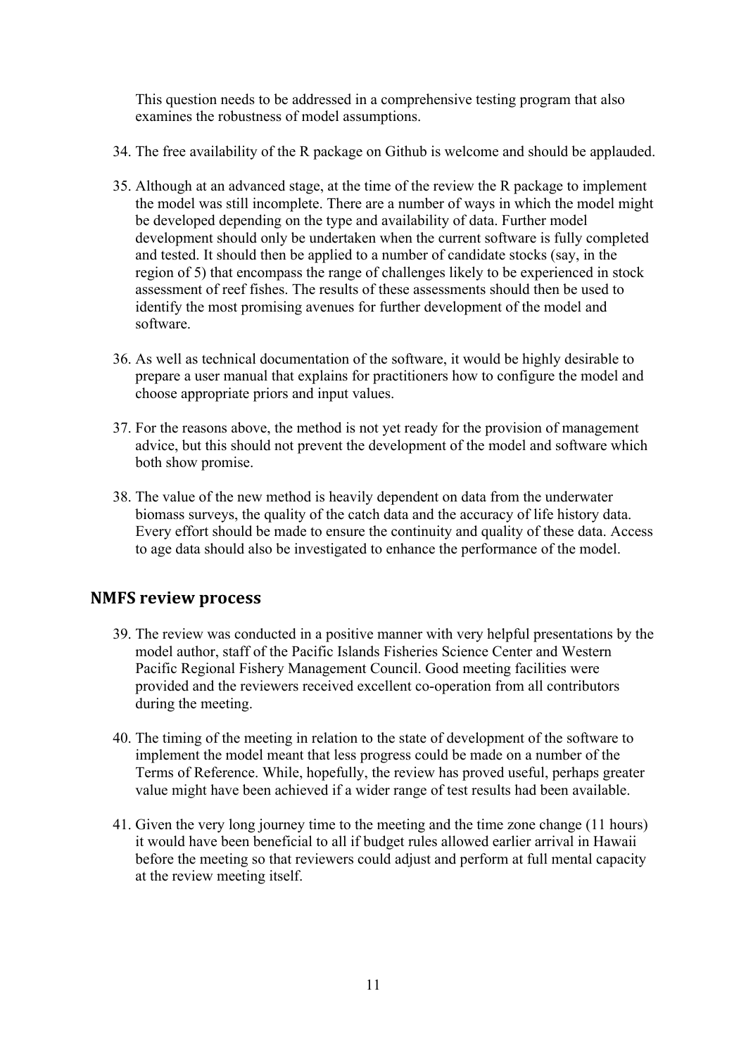This question needs to be addressed in a comprehensive testing program that also examines the robustness of model assumptions.

34. The free availability of the R package on Github is welcome and should be applauded.

35. Although at an advanced stage, at the time of the review the R package to implement the model was still incomplete. There are a number of ways in which the model might be developed depending on the type and availability of data. Further model development should only be undertaken when the current software is fully completed and tested. It should then be applied to a number of candidate stocks (say, in the region of 5) that encompass the range of challenges likely to be experienced in stock assessment of reef fishes. The results of these assessments should then be used to identify the most promising avenues for further development of the model and software.

36. As well as technical documentation of the software, it would be highly desirable to prepare a user manual that explains for practitioners how to configure the model and choose appropriate priors and input values.

37. For the reasons above, the method is not yet ready for the provision of management advice, but this should not prevent the development of the model and software which both show promise.

38. The value of the new method is heavily dependent on data from the underwater biomass surveys, the quality of the catch data and the accuracy of life history data. Every effort should be made to ensure the continuity and quality of these data. Access to age data should also be investigated to enhance the performance of the model.

## NMFS review process

39. The review was conducted in a positive manner with very helpful presentations by the model author, staff of the Pacific Islands Fisheries Science Center and Western Pacific Regional Fishery Management Council. Good meeting facilities were provided and the reviewers received excellent co-operation from all contributors during the meeting.

40. The timing of the meeting in relation to the state of development of the software to implement the model meant that less progress could be made on a number of the Terms of Reference. While, hopefully, the review has proved useful, perhaps greater value might have been achieved if a wider range of test results had been available.

41. Given the very long journey time to the meeting and the time zone change (11 hours) it would have been beneficial to all if budget rules allowed earlier arrival in Hawaii before the meeting so that reviewers could adjust and perform at full mental capacity at the review meeting itself.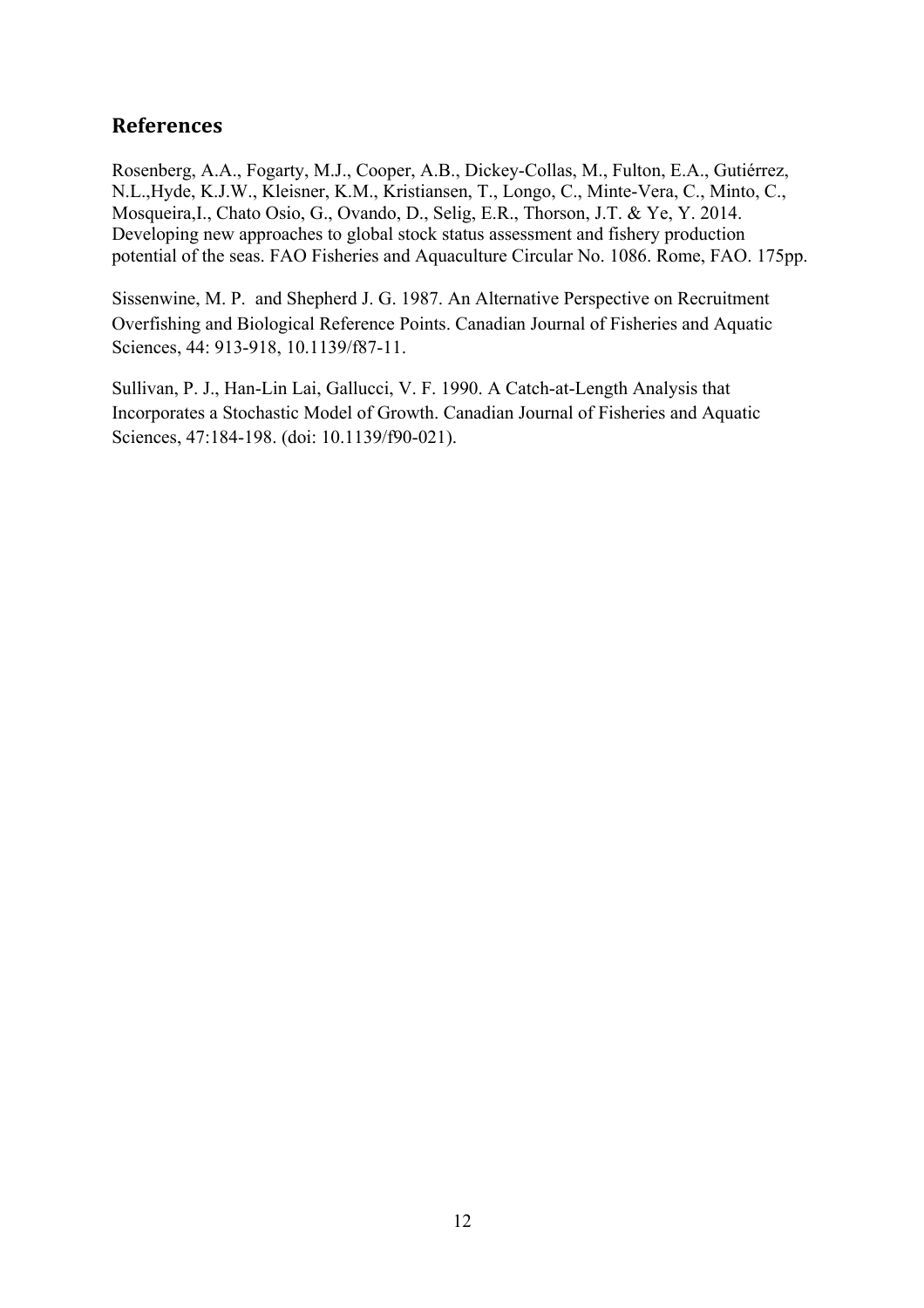## References

Rosenberg, A.A., Fogarty, M.J., Cooper, A.B., Dickey-Collas, M., Fulton, E.A., Gutiérrez, N.L.,Hyde, K.J.W., Kleisner, K.M., Kristiansen, T., Longo, C., Minte-Vera, C., Minto, C., Mosqueira,I., Chato Osio, G., Ovando, D., Selig, E.R., Thorson, J.T. & Ye, Y. 2014. Developing new approaches to global stock status assessment and fishery production potential of the seas. FAO Fisheries and Aquaculture Circular No. 1086. Rome, FAO. 175pp.

Sissenwine, M. P. and Shepherd J. G. 1987. An Alternative Perspective on Recruitment Overfishing and Biological Reference Points. Canadian Journal of Fisheries and Aquatic Sciences, 44: 913-918, 10.1139/f87-11.

Sullivan, P. J., Han-Lin Lai, Gallucci, V. F. 1990. A Catch-at-Length Analysis that Incorporates a Stochastic Model of Growth. Canadian Journal of Fisheries and Aquatic Sciences, 47:184-198. (doi: 10.1139/f90-021).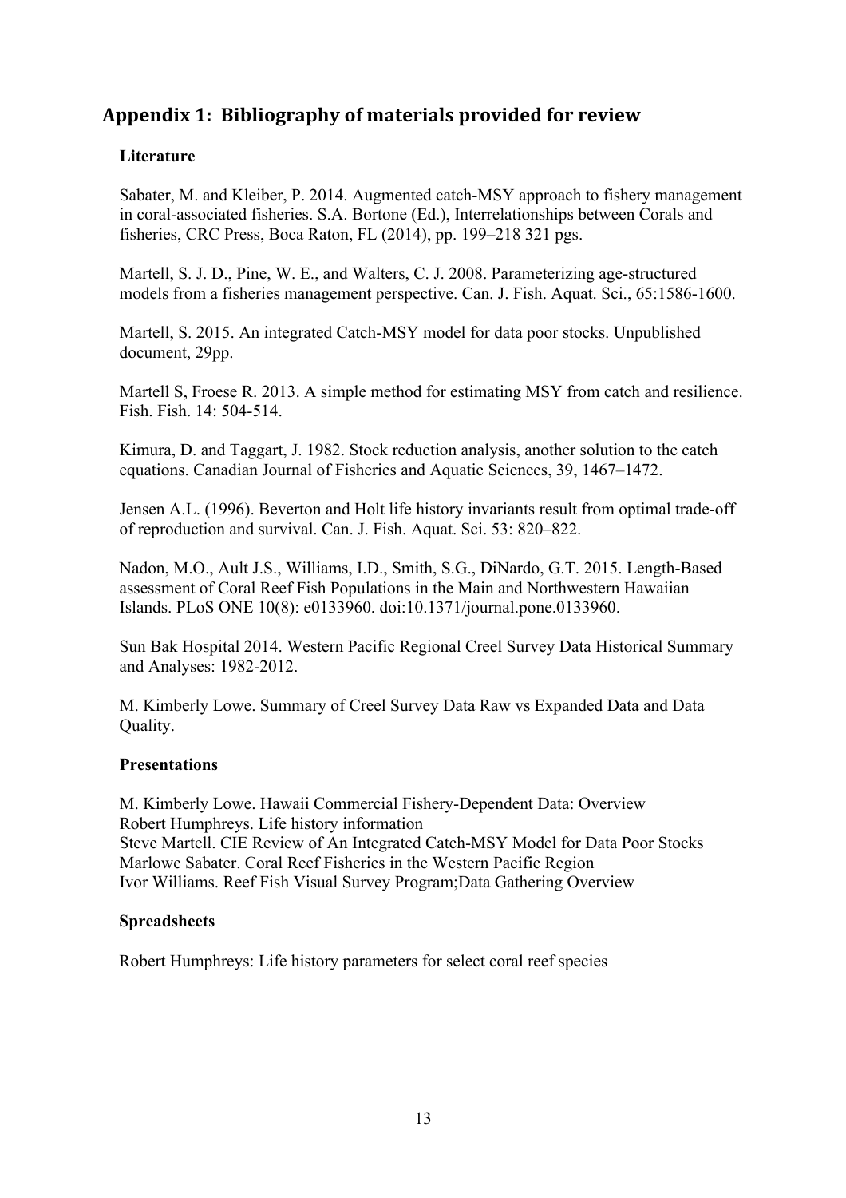## Appendix 1: Bibliography of materials provided for review

### Literature

Sabater, M. and Kleiber, P. 2014. Augmented catch-MSY approach to fishery management in coral-associated fisheries. S.A. Bortone (Ed.), Interrelationships between Corals and fisheries, CRC Press, Boca Raton, FL (2014), pp. 199–218 321 pgs.

Martell, S. J. D., Pine, W. E., and Walters, C. J. 2008. Parameterizing age-structured models from a fisheries management perspective. Can. J. Fish. Aquat. Sci., 65:1586-1600.

Martell, S. 2015. An integrated Catch-MSY model for data poor stocks. Unpublished document, 29pp.

Martell S, Froese R. 2013. A simple method for estimating MSY from catch and resilience. Fish. Fish. 14: 504-514.

Kimura, D. and Taggart, J. 1982. Stock reduction analysis, another solution to the catch equations. Canadian Journal of Fisheries and Aquatic Sciences, 39, 1467–1472.

Jensen A.L. (1996). Beverton and Holt life history invariants result from optimal trade-off of reproduction and survival. Can. J. Fish. Aquat. Sci. 53: 820–822.

Nadon, M.O., Ault J.S., Williams, I.D., Smith, S.G., DiNardo, G.T. 2015. Length-Based assessment of Coral Reef Fish Populations in the Main and Northwestern Hawaiian Islands. PLoS ONE 10(8): e0133960. doi:10.1371/journal.pone.0133960.

Sun Bak Hospital 2014. Western Pacific Regional Creel Survey Data Historical Summary and Analyses: 1982-2012.

M. Kimberly Lowe. Summary of Creel Survey Data Raw vs Expanded Data and Data Quality.

### Presentations

M. Kimberly Lowe. Hawaii Commercial Fishery-Dependent Data: Overview  
Robert Humphreys. Life history information  
Steve Martell. CIE Review of An Integrated Catch-MSY Model for Data Poor Stocks  
Marlowe Sabater. Coral Reef Fisheries in the Western Pacific Region  
Ivor Williams. Reef Fish Visual Survey Program;Data Gathering Overview

### Spreadsheets

Robert Humphreys: Life history parameters for select coral reef species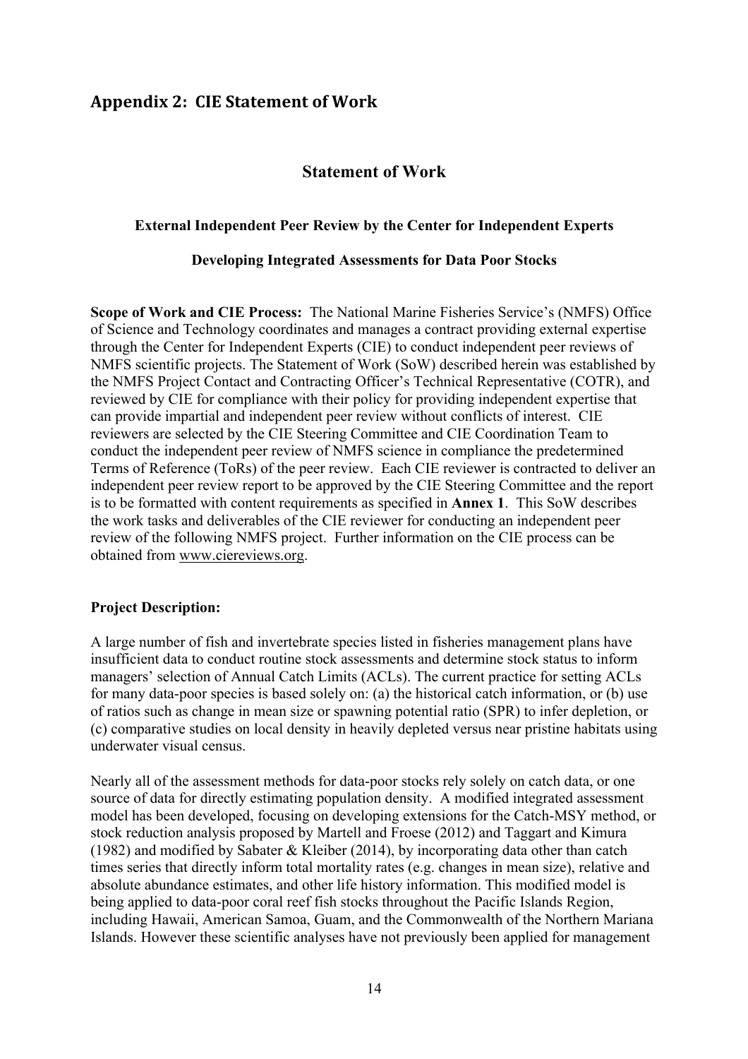## Appendix 2: CIE Statement of Work

### Statement of Work

#### External Independent Peer Review by the Center for Independent Experts

#### Developing Integrated Assessments for Data Poor Stocks

**Scope of Work and CIE Process:** The National Marine Fisheries Service's (NMFS) Office of Science and Technology coordinates and manages a contract providing external expertise through the Center for Independent Experts (CIE) to conduct independent peer reviews of NMFS scientific projects. The Statement of Work (SoW) described herein was established by the NMFS Project Contact and Contracting Officer's Technical Representative (COTR), and reviewed by CIE for compliance with their policy for providing independent expertise that can provide impartial and independent peer review without conflicts of interest. CIE reviewers are selected by the CIE Steering Committee and CIE Coordination Team to conduct the independent peer review of NMFS science in compliance the predetermined Terms of Reference (ToRs) of the peer review. Each CIE reviewer is contracted to deliver an independent peer review report to be approved by the CIE Steering Committee and the report is to be formatted with content requirements as specified in **Annex 1**. This SoW describes the work tasks and deliverables of the CIE reviewer for conducting an independent peer review of the following NMFS project. Further information on the CIE process can be obtained from www.ciereviews.org.

**Project Description:**

A large number of fish and invertebrate species listed in fisheries management plans have insufficient data to conduct routine stock assessments and determine stock status to inform managers' selection of Annual Catch Limits (ACLs). The current practice for setting ACLs for many data-poor species is based solely on: (a) the historical catch information, or (b) use of ratios such as change in mean size or spawning potential ratio (SPR) to infer depletion, or (c) comparative studies on local density in heavily depleted versus near pristine habitats using underwater visual census.

Nearly all of the assessment methods for data-poor stocks rely solely on catch data, or one source of data for directly estimating population density. A modified integrated assessment model has been developed, focusing on developing extensions for the Catch-MSY method, or stock reduction analysis proposed by Martell and Froese (2012) and Taggart and Kimura (1982) and modified by Sabater & Kleiber (2014), by incorporating data other than catch times series that directly inform total mortality rates (e.g. changes in mean size), relative and absolute abundance estimates, and other life history information. This modified model is being applied to data-poor coral reef fish stocks throughout the Pacific Islands Region, including Hawaii, American Samoa, Guam, and the Commonwealth of the Northern Mariana Islands. However these scientific analyses have not previously been applied for management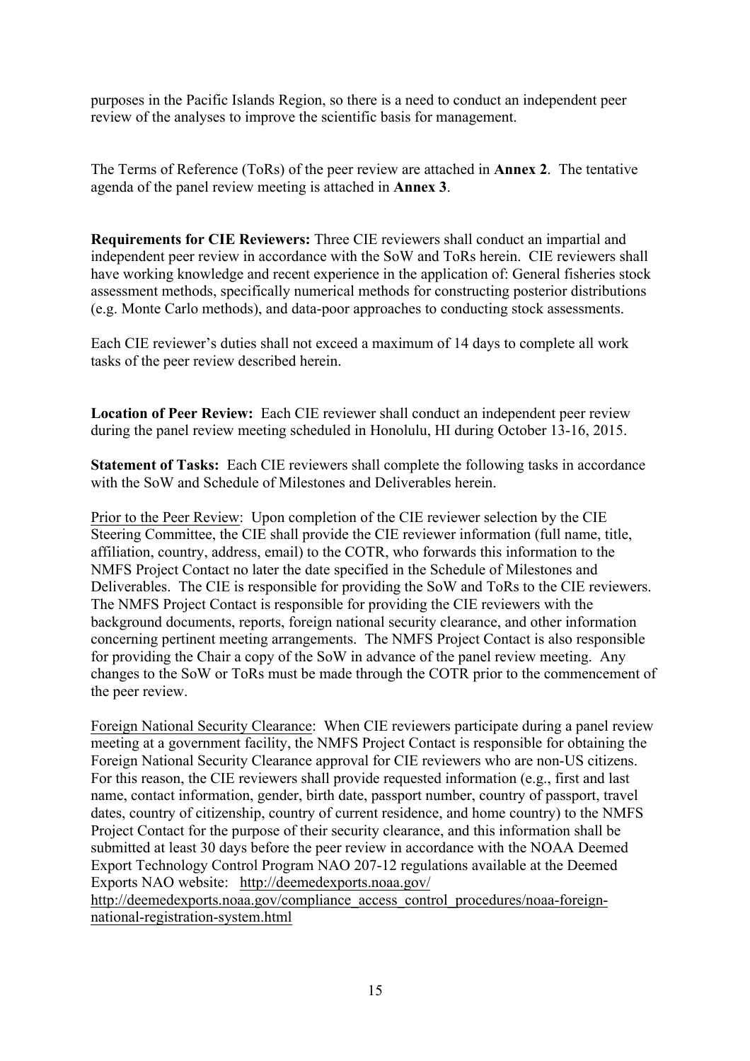purposes in the Pacific Islands Region, so there is a need to conduct an independent peer review of the analyses to improve the scientific basis for management.

The Terms of Reference (ToRs) of the peer review are attached in **Annex 2**. The tentative agenda of the panel review meeting is attached in **Annex 3**.

**Requirements for CIE Reviewers:** Three CIE reviewers shall conduct an impartial and independent peer review in accordance with the SoW and ToRs herein. CIE reviewers shall have working knowledge and recent experience in the application of: General fisheries stock assessment methods, specifically numerical methods for constructing posterior distributions (e.g. Monte Carlo methods), and data-poor approaches to conducting stock assessments.

Each CIE reviewer's duties shall not exceed a maximum of 14 days to complete all work tasks of the peer review described herein.

**Location of Peer Review:** Each CIE reviewer shall conduct an independent peer review during the panel review meeting scheduled in Honolulu, HI during October 13-16, 2015.

**Statement of Tasks:** Each CIE reviewers shall complete the following tasks in accordance with the SoW and Schedule of Milestones and Deliverables herein.

Prior to the Peer Review: Upon completion of the CIE reviewer selection by the CIE Steering Committee, the CIE shall provide the CIE reviewer information (full name, title, affiliation, country, address, email) to the COTR, who forwards this information to the NMFS Project Contact no later the date specified in the Schedule of Milestones and Deliverables. The CIE is responsible for providing the SoW and ToRs to the CIE reviewers. The NMFS Project Contact is responsible for providing the CIE reviewers with the background documents, reports, foreign national security clearance, and other information concerning pertinent meeting arrangements. The NMFS Project Contact is also responsible for providing the Chair a copy of the SoW in advance of the panel review meeting. Any changes to the SoW or ToRs must be made through the COTR prior to the commencement of the peer review.

Foreign National Security Clearance: When CIE reviewers participate during a panel review meeting at a government facility, the NMFS Project Contact is responsible for obtaining the Foreign National Security Clearance approval for CIE reviewers who are non-US citizens. For this reason, the CIE reviewers shall provide requested information (e.g., first and last name, contact information, gender, birth date, passport number, country of passport, travel dates, country of citizenship, country of current residence, and home country) to the NMFS Project Contact for the purpose of their security clearance, and this information shall be submitted at least 30 days before the peer review in accordance with the NOAA Deemed Export Technology Control Program NAO 207-12 regulations available at the Deemed Exports NAO website: http://deemedexports.noaa.gov/ http://deemedexports.noaa.gov/compliance_access_control_procedures/noaa-foreign-national-registration-system.html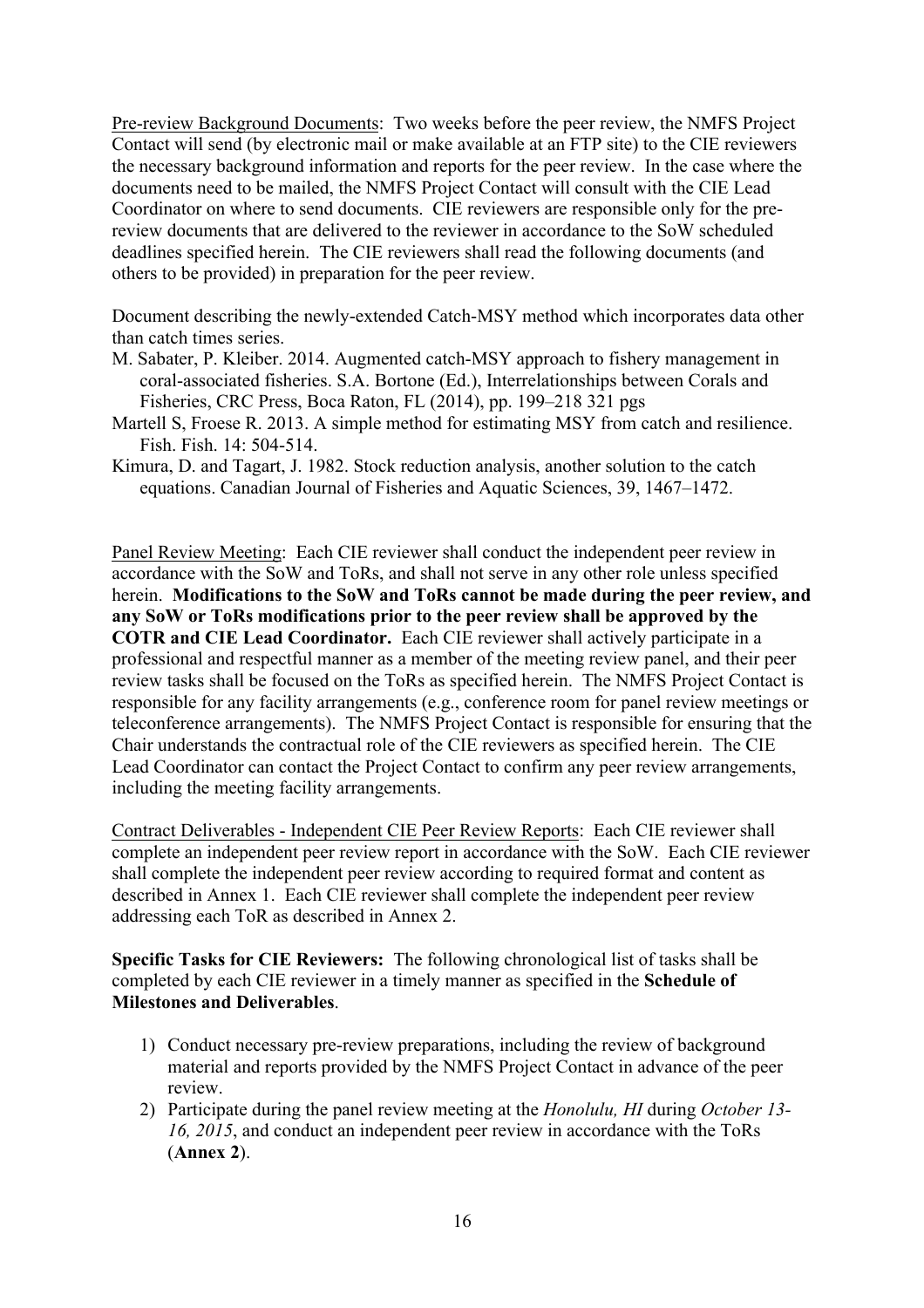<u>Pre-review Background Documents</u>: Two weeks before the peer review, the NMFS Project Contact will send (by electronic mail or make available at an FTP site) to the CIE reviewers the necessary background information and reports for the peer review. In the case where the documents need to be mailed, the NMFS Project Contact will consult with the CIE Lead Coordinator on where to send documents. CIE reviewers are responsible only for the pre-review documents that are delivered to the reviewer in accordance to the SoW scheduled deadlines specified herein. The CIE reviewers shall read the following documents (and others to be provided) in preparation for the peer review.

Document describing the newly-extended Catch-MSY method which incorporates data other than catch times series.

M. Sabater, P. Kleiber. 2014. Augmented catch-MSY approach to fishery management in coral-associated fisheries. S.A. Bortone (Ed.), Interrelationships between Corals and Fisheries, CRC Press, Boca Raton, FL (2014), pp. 199–218 321 pgs

Martell S, Froese R. 2013. A simple method for estimating MSY from catch and resilience. Fish. Fish. 14: 504-514.

Kimura, D. and Tagart, J. 1982. Stock reduction analysis, another solution to the catch equations. Canadian Journal of Fisheries and Aquatic Sciences, 39, 1467–1472.

<u>Panel Review Meeting</u>: Each CIE reviewer shall conduct the independent peer review in accordance with the SoW and ToRs, and shall not serve in any other role unless specified herein. **Modifications to the SoW and ToRs cannot be made during the peer review, and any SoW or ToRs modifications prior to the peer review shall be approved by the COTR and CIE Lead Coordinator.** Each CIE reviewer shall actively participate in a professional and respectful manner as a member of the meeting review panel, and their peer review tasks shall be focused on the ToRs as specified herein. The NMFS Project Contact is responsible for any facility arrangements (e.g., conference room for panel review meetings or teleconference arrangements). The NMFS Project Contact is responsible for ensuring that the Chair understands the contractual role of the CIE reviewers as specified herein. The CIE Lead Coordinator can contact the Project Contact to confirm any peer review arrangements, including the meeting facility arrangements.

<u>Contract Deliverables - Independent CIE Peer Review Reports</u>: Each CIE reviewer shall complete an independent peer review report in accordance with the SoW. Each CIE reviewer shall complete the independent peer review according to required format and content as described in Annex 1. Each CIE reviewer shall complete the independent peer review addressing each ToR as described in Annex 2.

**Specific Tasks for CIE Reviewers:** The following chronological list of tasks shall be completed by each CIE reviewer in a timely manner as specified in the **Schedule of Milestones and Deliverables**.

1) Conduct necessary pre-review preparations, including the review of background material and reports provided by the NMFS Project Contact in advance of the peer review.
2) Participate during the panel review meeting at the *Honolulu, HI* during *October 13-16, 2015*, and conduct an independent peer review in accordance with the ToRs (**Annex 2**).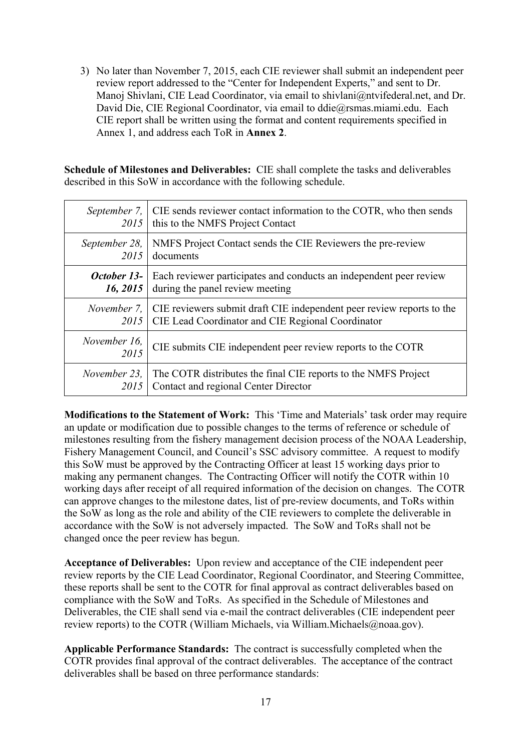3) No later than November 7, 2015, each CIE reviewer shall submit an independent peer review report addressed to the "Center for Independent Experts," and sent to Dr. Manoj Shivlani, CIE Lead Coordinator, via email to shivlani@ntvifederal.net, and Dr. David Die, CIE Regional Coordinator, via email to ddie@rsmas.miami.edu. Each CIE report shall be written using the format and content requirements specified in Annex 1, and address each ToR in **Annex 2**.

**Schedule of Milestones and Deliverables:** CIE shall complete the tasks and deliverables described in this SoW in accordance with the following schedule.

| | |
|---|---|
| *September 7, 2015* | CIE sends reviewer contact information to the COTR, who then sends this to the NMFS Project Contact |
| *September 28, 2015* | NMFS Project Contact sends the CIE Reviewers the pre-review documents |
| ***October 13-16, 2015*** | Each reviewer participates and conducts an independent peer review during the panel review meeting |
| *November 7, 2015* | CIE reviewers submit draft CIE independent peer review reports to the CIE Lead Coordinator and CIE Regional Coordinator |
| *November 16, 2015* | CIE submits CIE independent peer review reports to the COTR |
| *November 23, 2015* | The COTR distributes the final CIE reports to the NMFS Project Contact and regional Center Director |

**Modifications to the Statement of Work:** This 'Time and Materials' task order may require an update or modification due to possible changes to the terms of reference or schedule of milestones resulting from the fishery management decision process of the NOAA Leadership, Fishery Management Council, and Council's SSC advisory committee. A request to modify this SoW must be approved by the Contracting Officer at least 15 working days prior to making any permanent changes. The Contracting Officer will notify the COTR within 10 working days after receipt of all required information of the decision on changes. The COTR can approve changes to the milestone dates, list of pre-review documents, and ToRs within the SoW as long as the role and ability of the CIE reviewers to complete the deliverable in accordance with the SoW is not adversely impacted. The SoW and ToRs shall not be changed once the peer review has begun.

**Acceptance of Deliverables:** Upon review and acceptance of the CIE independent peer review reports by the CIE Lead Coordinator, Regional Coordinator, and Steering Committee, these reports shall be sent to the COTR for final approval as contract deliverables based on compliance with the SoW and ToRs. As specified in the Schedule of Milestones and Deliverables, the CIE shall send via e-mail the contract deliverables (CIE independent peer review reports) to the COTR (William Michaels, via William.Michaels@noaa.gov).

**Applicable Performance Standards:** The contract is successfully completed when the COTR provides final approval of the contract deliverables. The acceptance of the contract deliverables shall be based on three performance standards: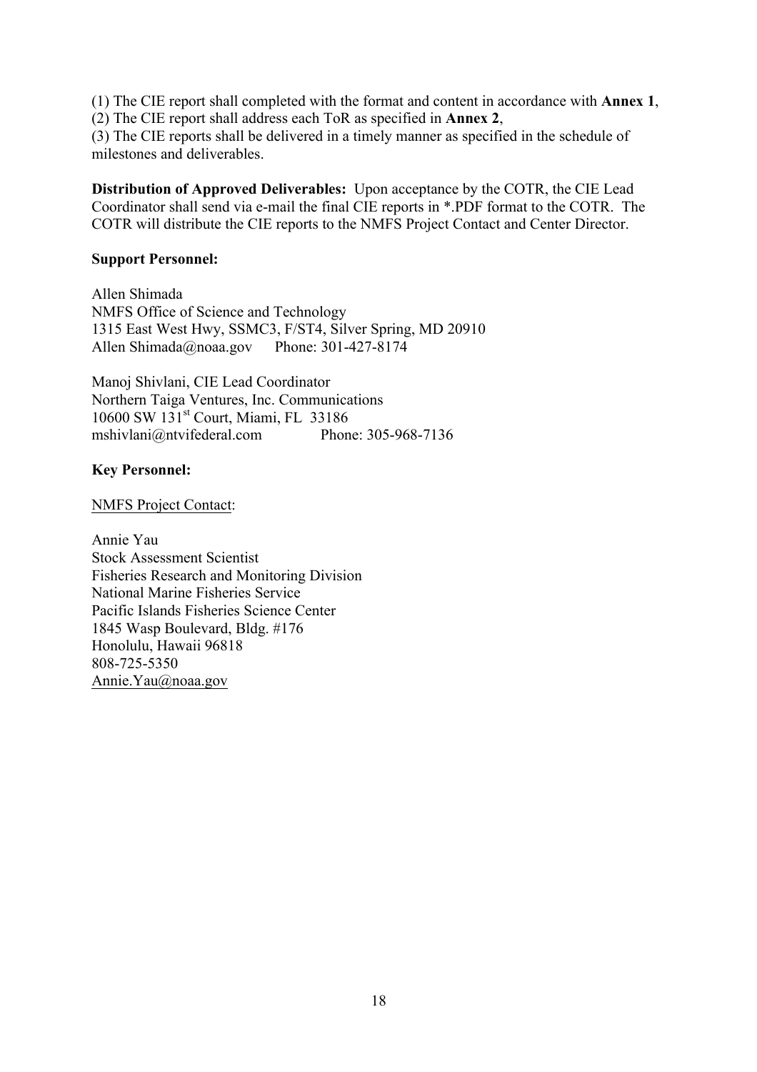(1) The CIE report shall completed with the format and content in accordance with **Annex 1**,
(2) The CIE report shall address each ToR as specified in **Annex 2**,
(3) The CIE reports shall be delivered in a timely manner as specified in the schedule of milestones and deliverables.

**Distribution of Approved Deliverables:** Upon acceptance by the COTR, the CIE Lead Coordinator shall send via e-mail the final CIE reports in *.PDF format to the COTR. The COTR will distribute the CIE reports to the NMFS Project Contact and Center Director.

**Support Personnel:**

Allen Shimada
NMFS Office of Science and Technology
1315 East West Hwy, SSMC3, F/ST4, Silver Spring, MD 20910
Allen Shimada@noaa.gov Phone: 301-427-8174

Manoj Shivlani, CIE Lead Coordinator
Northern Taiga Ventures, Inc. Communications
10600 SW 131st Court, Miami, FL 33186
mshivlani@ntvifederal.com Phone: 305-968-7136

**Key Personnel:**

NMFS Project Contact:

Annie Yau
Stock Assessment Scientist
Fisheries Research and Monitoring Division
National Marine Fisheries Service
Pacific Islands Fisheries Science Center
1845 Wasp Boulevard, Bldg. #176
Honolulu, Hawaii 96818
808-725-5350
Annie.Yau@noaa.gov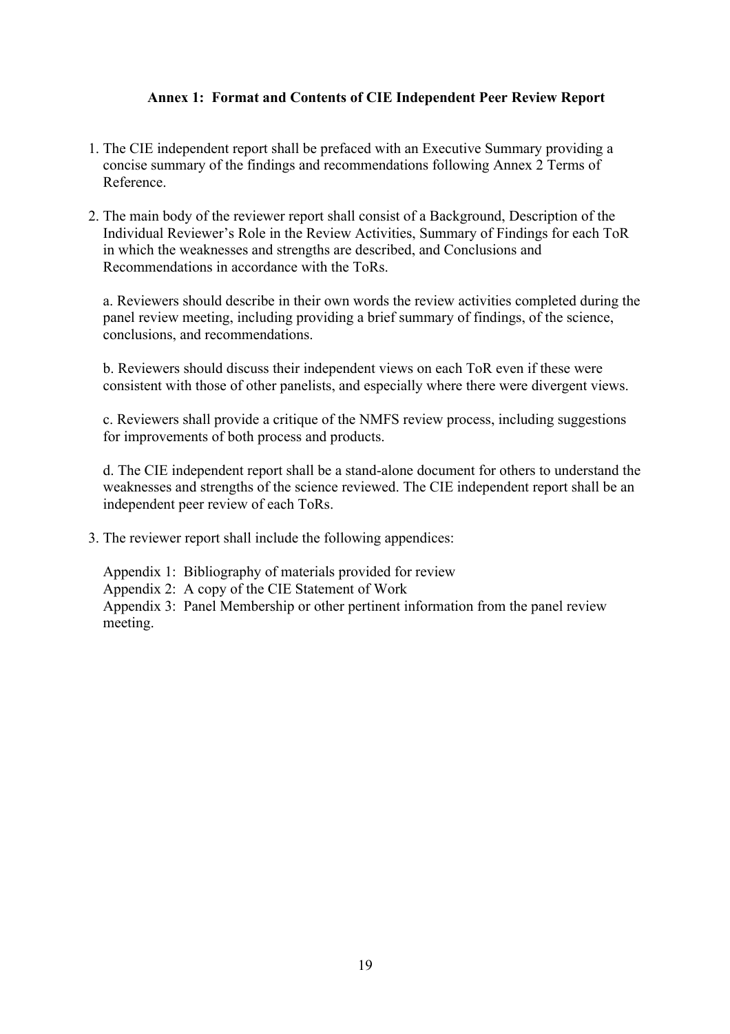**Annex 1: Format and Contents of CIE Independent Peer Review Report**

1. The CIE independent report shall be prefaced with an Executive Summary providing a concise summary of the findings and recommendations following Annex 2 Terms of Reference.

2. The main body of the reviewer report shall consist of a Background, Description of the Individual Reviewer's Role in the Review Activities, Summary of Findings for each ToR in which the weaknesses and strengths are described, and Conclusions and Recommendations in accordance with the ToRs.

   a. Reviewers should describe in their own words the review activities completed during the panel review meeting, including providing a brief summary of findings, of the science, conclusions, and recommendations.

   b. Reviewers should discuss their independent views on each ToR even if these were consistent with those of other panelists, and especially where there were divergent views.

   c. Reviewers shall provide a critique of the NMFS review process, including suggestions for improvements of both process and products.

   d. The CIE independent report shall be a stand-alone document for others to understand the weaknesses and strengths of the science reviewed. The CIE independent report shall be an independent peer review of each ToRs.

3. The reviewer report shall include the following appendices:

   Appendix 1: Bibliography of materials provided for review
   Appendix 2: A copy of the CIE Statement of Work
   Appendix 3: Panel Membership or other pertinent information from the panel review meeting.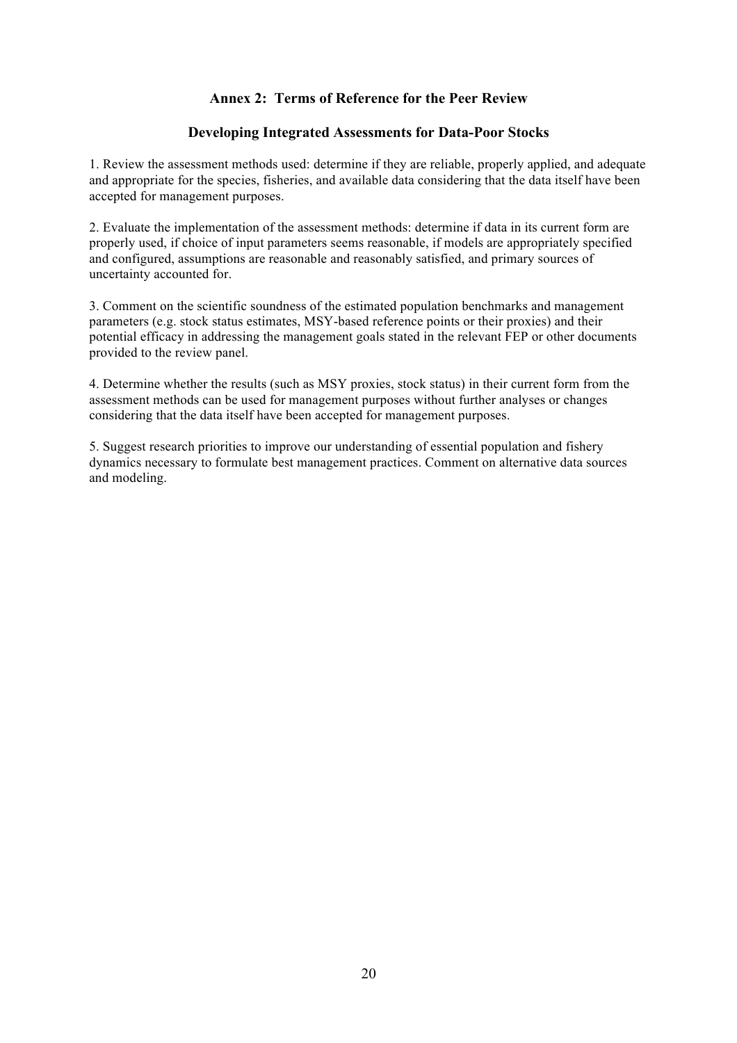## Annex 2: Terms of Reference for the Peer Review

### Developing Integrated Assessments for Data-Poor Stocks

1. Review the assessment methods used: determine if they are reliable, properly applied, and adequate and appropriate for the species, fisheries, and available data considering that the data itself have been accepted for management purposes.

2. Evaluate the implementation of the assessment methods: determine if data in its current form are properly used, if choice of input parameters seems reasonable, if models are appropriately specified and configured, assumptions are reasonable and reasonably satisfied, and primary sources of uncertainty accounted for.

3. Comment on the scientific soundness of the estimated population benchmarks and management parameters (e.g. stock status estimates, MSY-based reference points or their proxies) and their potential efficacy in addressing the management goals stated in the relevant FEP or other documents provided to the review panel.

4. Determine whether the results (such as MSY proxies, stock status) in their current form from the assessment methods can be used for management purposes without further analyses or changes considering that the data itself have been accepted for management purposes.

5. Suggest research priorities to improve our understanding of essential population and fishery dynamics necessary to formulate best management practices. Comment on alternative data sources and modeling.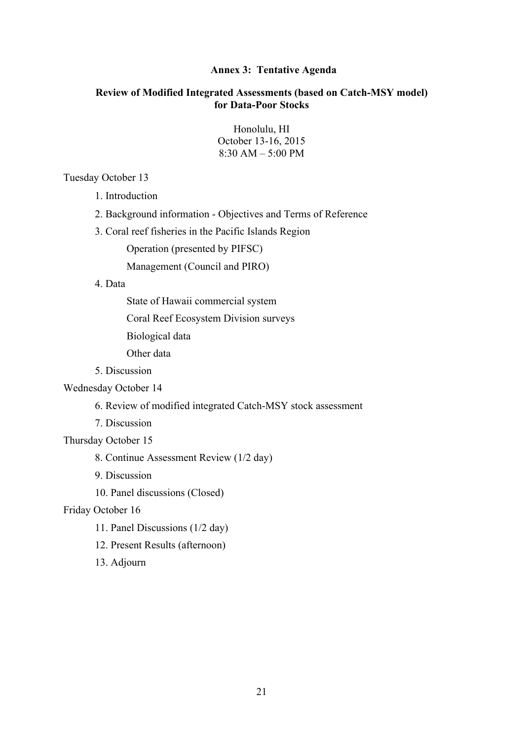**Annex 3: Tentative Agenda**

**Review of Modified Integrated Assessments (based on Catch-MSY model) for Data-Poor Stocks**

Honolulu, HI
October 13-16, 2015
8:30 AM – 5:00 PM

Tuesday October 13

1. Introduction
2. Background information - Objectives and Terms of Reference
3. Coral reef fisheries in the Pacific Islands Region
   - Operation (presented by PIFSC)
   - Management (Council and PIRO)
4. Data
   - State of Hawaii commercial system
   - Coral Reef Ecosystem Division surveys
   - Biological data
   - Other data
5. Discussion

Wednesday October 14

6. Review of modified integrated Catch-MSY stock assessment
7. Discussion

Thursday October 15

8. Continue Assessment Review (1/2 day)
9. Discussion
10. Panel discussions (Closed)

Friday October 16

11. Panel Discussions (1/2 day)
12. Present Results (afternoon)
13. Adjourn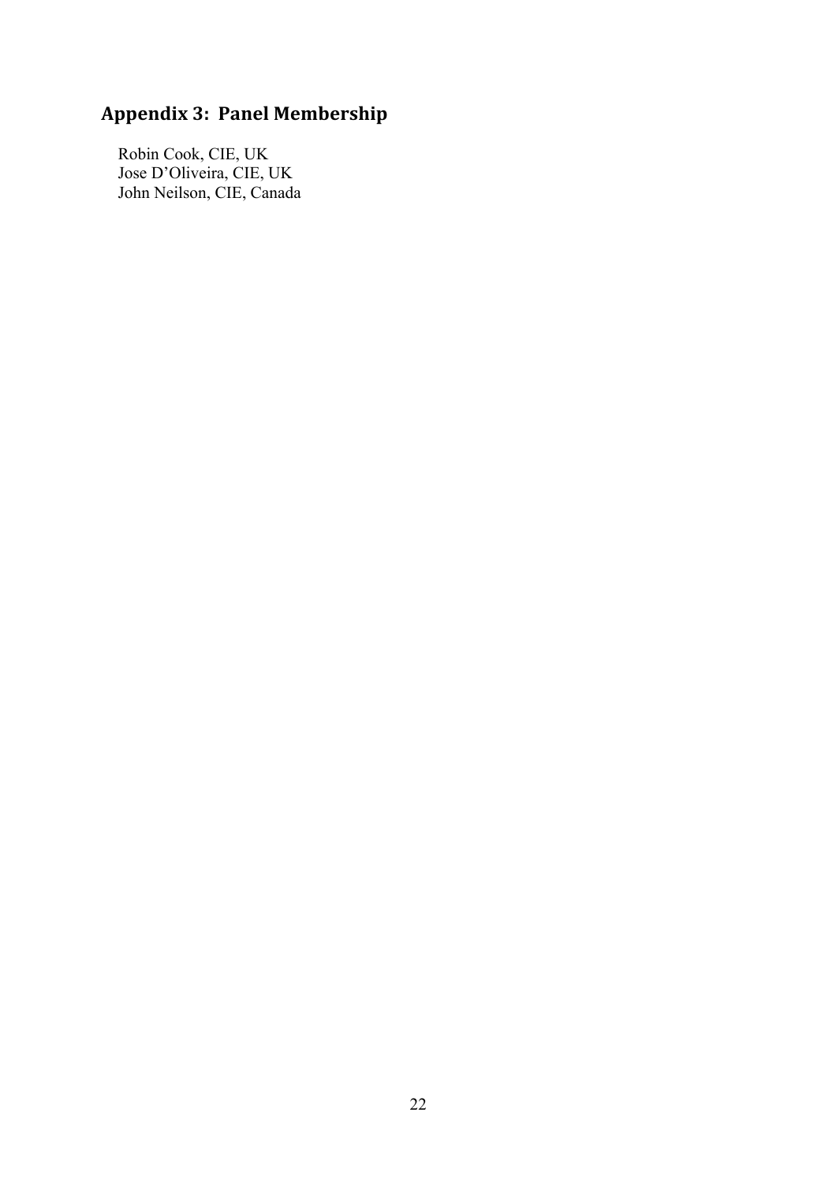## Appendix 3: Panel Membership

Robin Cook, CIE, UK
Jose D'Oliveira, CIE, UK
John Neilson, CIE, Canada